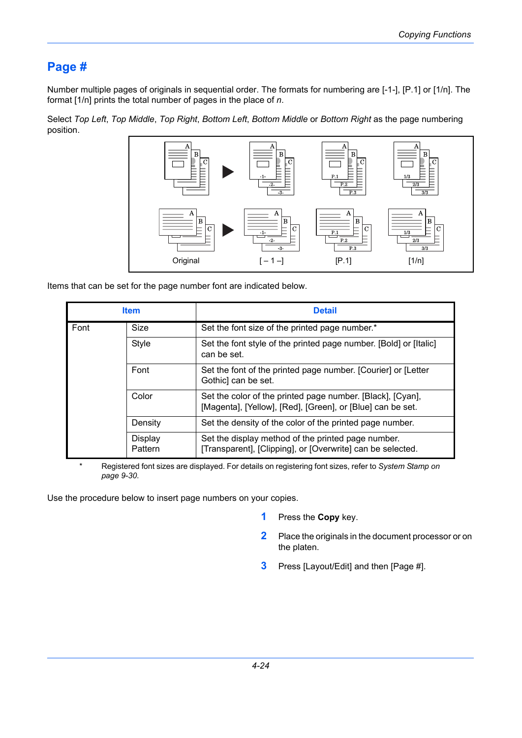# Page #

Number multiple pages of originals in sequential order. The formats for numbering are [-1-], [P.1] or [1/n]. The format [1/n] prints the total number of pages in the place of *n*.

Select *Top Left*, *Top Middle*, *Top Right*, *Bottom Left*, *Bottom Middle* or *Bottom Right* as the page numbering position.

Original    [ – 1 –]    [P.1]    [1/n]

Items that can be set for the page number font are indicated below.

| Item | | Detail |
|---|---|---|
| Font | Size | Set the font size of the printed page number.* |
| | Style | Set the font style of the printed page number. [Bold] or [Italic] can be set. |
| | Font | Set the font of the printed page number. [Courier] or [Letter Gothic] can be set. |
| | Color | Set the color of the printed page number. [Black], [Cyan], [Magenta], [Yellow], [Red], [Green], or [Blue] can be set. |
| | Density | Set the density of the color of the printed page number. |
| | Display Pattern | Set the display method of the printed page number. [Transparent], [Clipping], or [Overwrite] can be selected. |

\* Registered font sizes are displayed. For details on registering font sizes, refer to *System Stamp on page 9-30*.

Use the procedure below to insert page numbers on your copies.

1. Press the **Copy** key.
2. Place the originals in the document processor or on the platen.
3. Press [Layout/Edit] and then [Page #].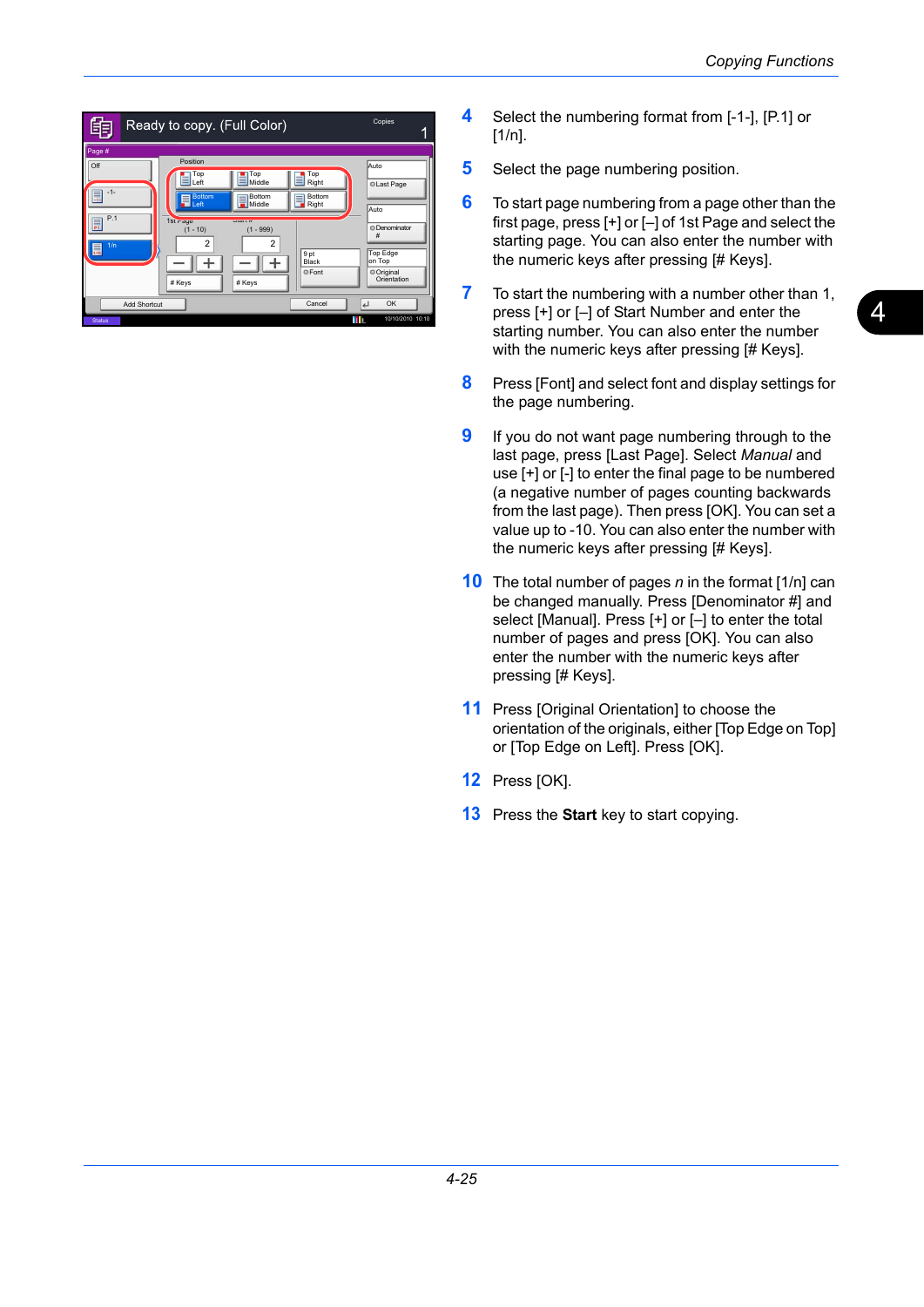4 Select the numbering format from [-1-], [P.1] or [1/n].

5 Select the page numbering position.

6 To start page numbering from a page other than the first page, press [+] or [–] of 1st Page and select the starting page. You can also enter the number with the numeric keys after pressing [# Keys].

7 To start the numbering with a number other than 1, press [+] or [–] of Start Number and enter the starting number. You can also enter the number with the numeric keys after pressing [# Keys].

8 Press [Font] and select font and display settings for the page numbering.

9 If you do not want page numbering through to the last page, press [Last Page]. Select *Manual* and use [+] or [-] to enter the final page to be numbered (a negative number of pages counting backwards from the last page). Then press [OK]. You can set a value up to -10. You can also enter the number with the numeric keys after pressing [# Keys].

10 The total number of pages *n* in the format [1/n] can be changed manually. Press [Denominator #] and select [Manual]. Press [+] or [–] to enter the total number of pages and press [OK]. You can also enter the number with the numeric keys after pressing [# Keys].

11 Press [Original Orientation] to choose the orientation of the originals, either [Top Edge on Top] or [Top Edge on Left]. Press [OK].

12 Press [OK].

13 Press the **Start** key to start copying.